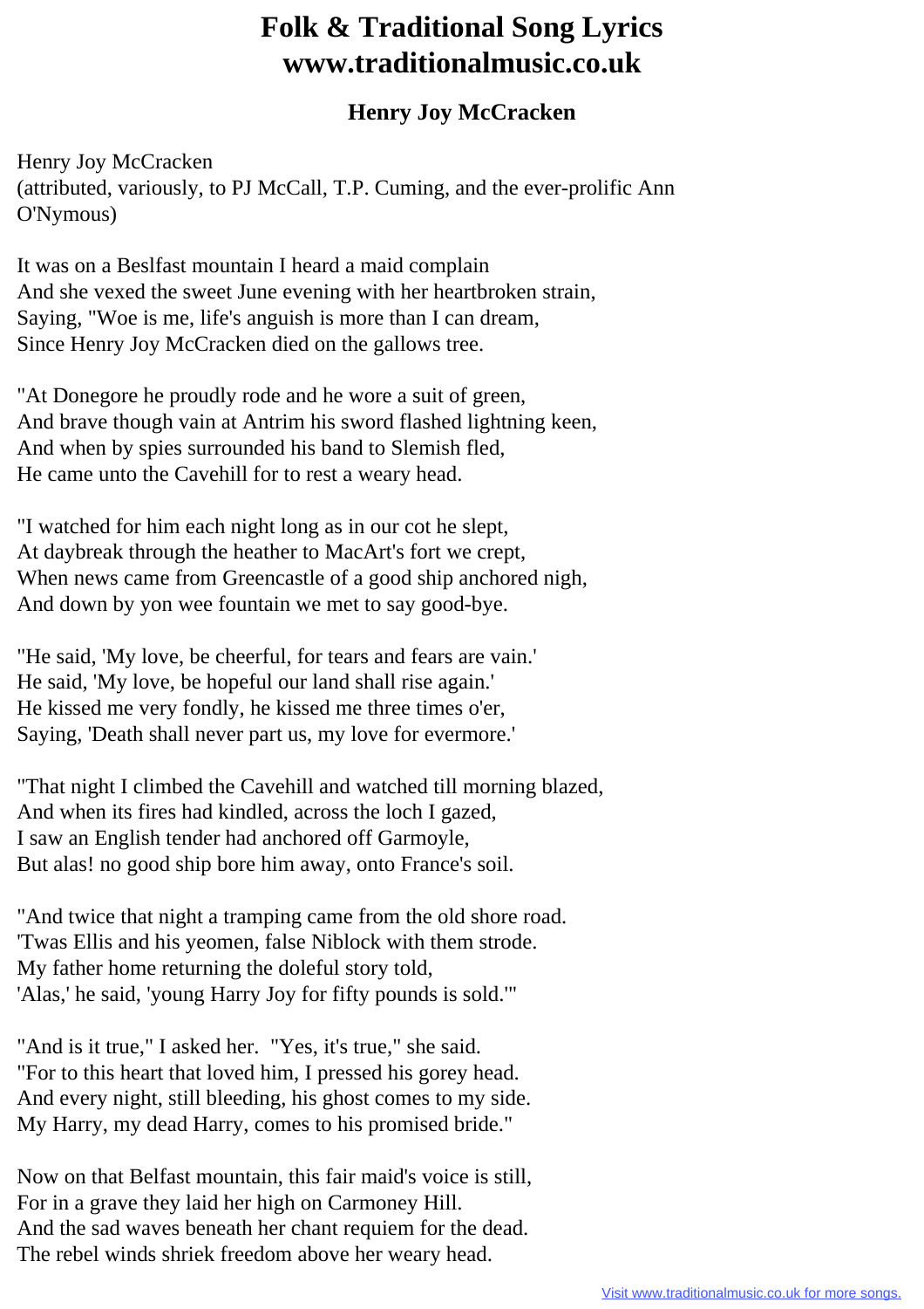# Folk & Traditional Song Lyrics
# www.traditionalmusic.co.uk

### Henry Joy McCracken

Henry Joy McCracken
(attributed, variously, to PJ McCall, T.P. Cuming, and the ever-prolific Ann O'Nymous)

It was on a Beslfast mountain I heard a maid complain
And she vexed the sweet June evening with her heartbroken strain,
Saying, "Woe is me, life's anguish is more than I can dream,
Since Henry Joy McCracken died on the gallows tree.

"At Donegore he proudly rode and he wore a suit of green,
And brave though vain at Antrim his sword flashed lightning keen,
And when by spies surrounded his band to Slemish fled,
He came unto the Cavehill for to rest a weary head.

"I watched for him each night long as in our cot he slept,
At daybreak through the heather to MacArt's fort we crept,
When news came from Greencastle of a good ship anchored nigh,
And down by yon wee fountain we met to say good-bye.

"He said, 'My love, be cheerful, for tears and fears are vain.'
He said, 'My love, be hopeful our land shall rise again.'
He kissed me very fondly, he kissed me three times o'er,
Saying, 'Death shall never part us, my love for evermore.'

"That night I climbed the Cavehill and watched till morning blazed,
And when its fires had kindled, across the loch I gazed,
I saw an English tender had anchored off Garmoyle,
But alas! no good ship bore him away, onto France's soil.

"And twice that night a tramping came from the old shore road.
'Twas Ellis and his yeomen, false Niblock with them strode.
My father home returning the doleful story told,
'Alas,' he said, 'young Harry Joy for fifty pounds is sold.'"

"And is it true," I asked her. "Yes, it's true," she said.
"For to this heart that loved him, I pressed his gorey head.
And every night, still bleeding, his ghost comes to my side.
My Harry, my dead Harry, comes to his promised bride."

Now on that Belfast mountain, this fair maid's voice is still,
For in a grave they laid her high on Carmoney Hill.
And the sad waves beneath her chant requiem for the dead.
The rebel winds shriek freedom above her weary head.

[Visit www.traditionalmusic.co.uk for more songs.](http://www.traditionalmusic.co.uk)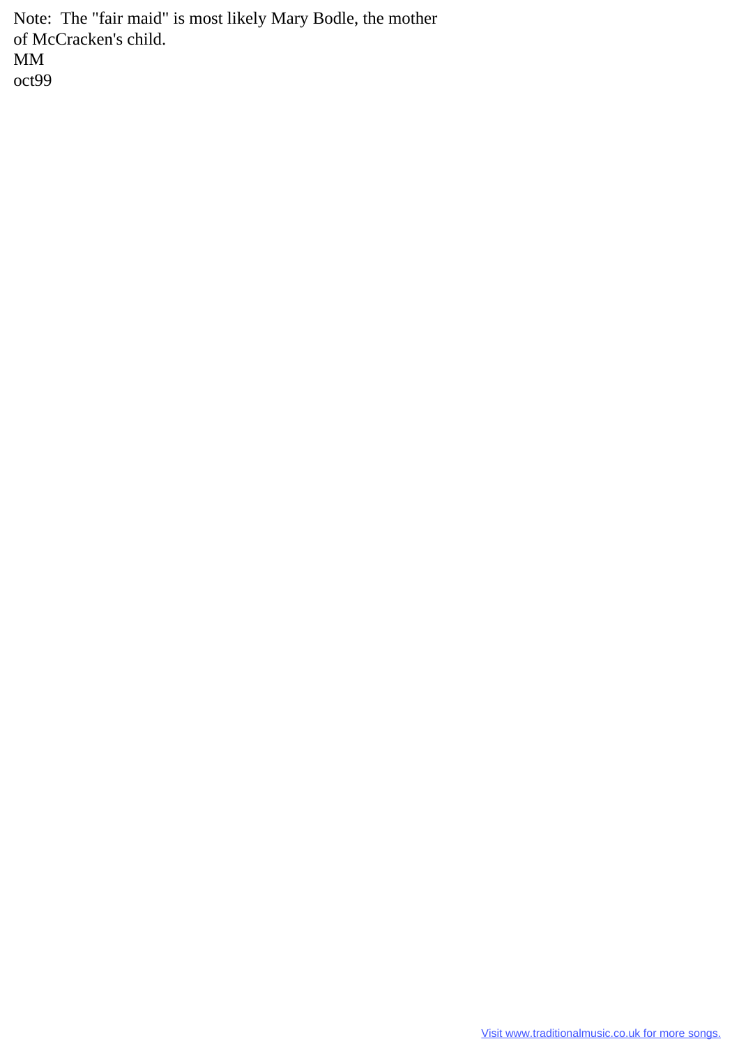Note: The "fair maid" is most likely Mary Bodle, the mother of McCracken's child.
MM
oct99